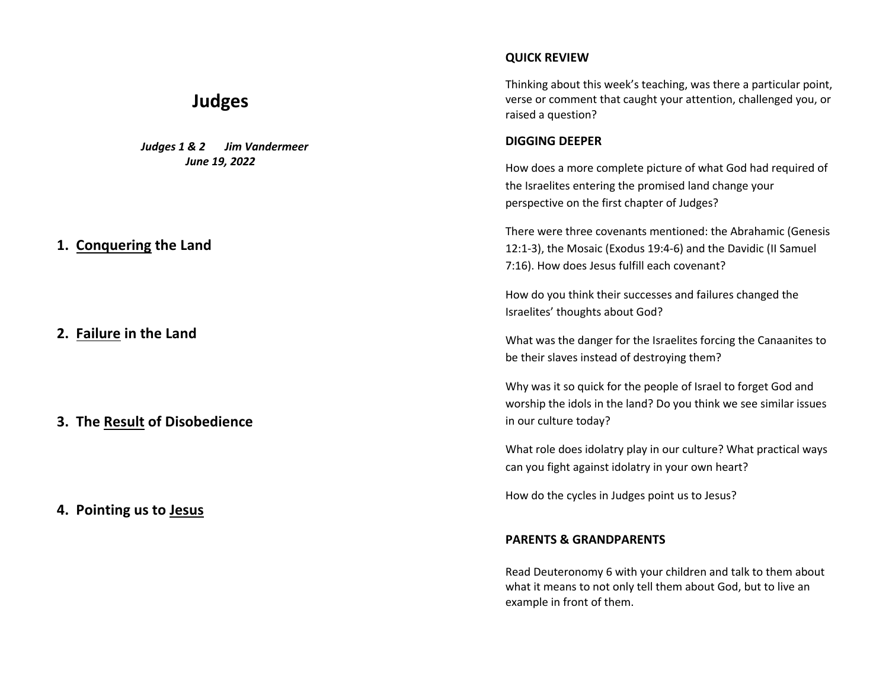# Judges

***Judges 1 & 2 Jim Vandermeer***
***June 19, 2022***

## 1. <u>Conquering</u> the Land

## 2. <u>Failure</u> in the Land

## 3. The <u>Result</u> of Disobedience

## 4. Pointing us to <u>Jesus</u>

**QUICK REVIEW**

Thinking about this week's teaching, was there a particular point, verse or comment that caught your attention, challenged you, or raised a question?

**DIGGING DEEPER**

How does a more complete picture of what God had required of the Israelites entering the promised land change your perspective on the first chapter of Judges?

There were three covenants mentioned: the Abrahamic (Genesis 12:1-3), the Mosaic (Exodus 19:4-6) and the Davidic (II Samuel 7:16). How does Jesus fulfill each covenant?

How do you think their successes and failures changed the Israelites' thoughts about God?

What was the danger for the Israelites forcing the Canaanites to be their slaves instead of destroying them?

Why was it so quick for the people of Israel to forget God and worship the idols in the land? Do you think we see similar issues in our culture today?

What role does idolatry play in our culture? What practical ways can you fight against idolatry in your own heart?

How do the cycles in Judges point us to Jesus?

**PARENTS & GRANDPARENTS**

Read Deuteronomy 6 with your children and talk to them about what it means to not only tell them about God, but to live an example in front of them.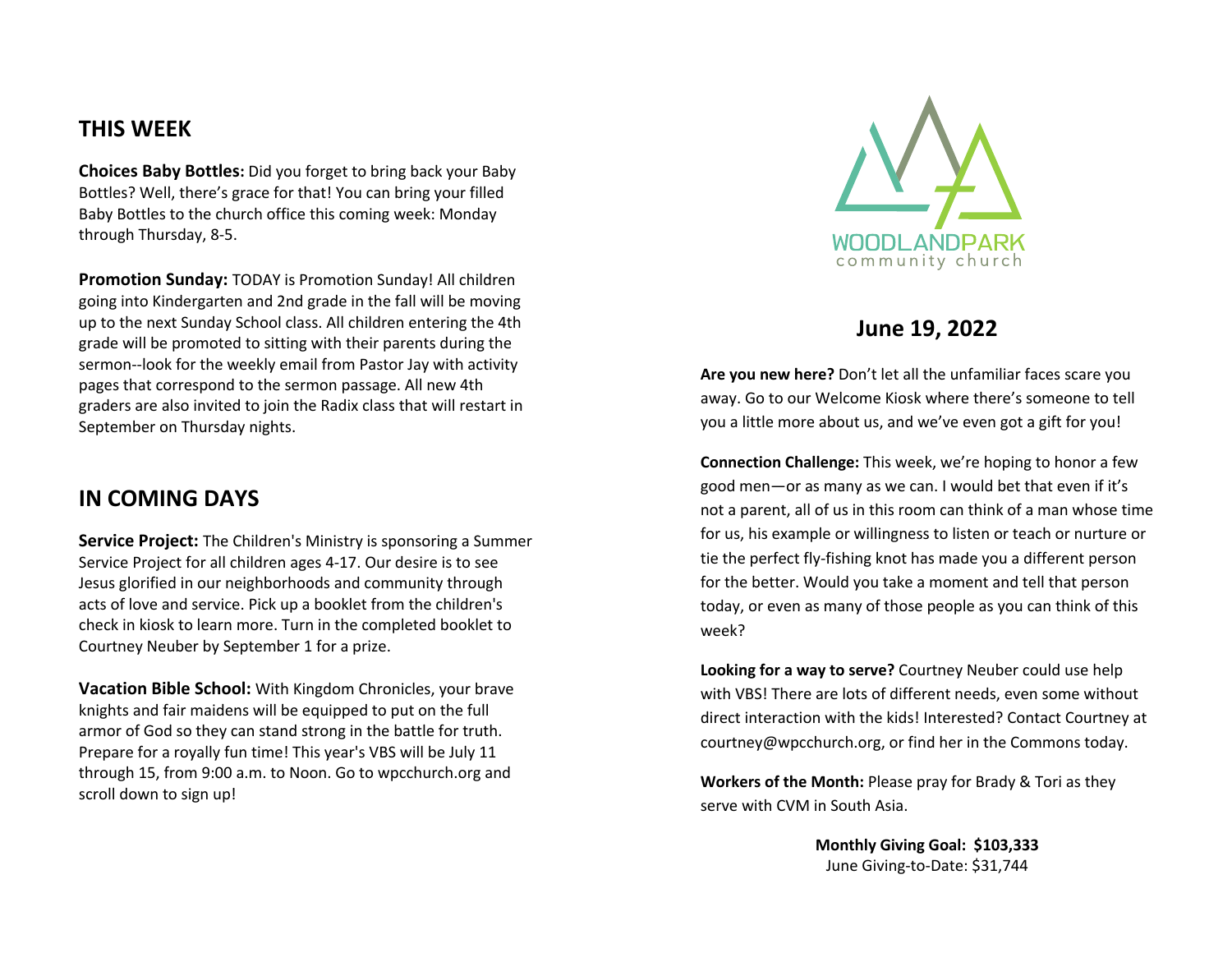## THIS WEEK

**Choices Baby Bottles:** Did you forget to bring back your Baby Bottles? Well, there's grace for that! You can bring your filled Baby Bottles to the church office this coming week: Monday through Thursday, 8-5.

**Promotion Sunday:** TODAY is Promotion Sunday! All children going into Kindergarten and 2nd grade in the fall will be moving up to the next Sunday School class. All children entering the 4th grade will be promoted to sitting with their parents during the sermon--look for the weekly email from Pastor Jay with activity pages that correspond to the sermon passage. All new 4th graders are also invited to join the Radix class that will restart in September on Thursday nights.

## IN COMING DAYS

**Service Project:** The Children's Ministry is sponsoring a Summer Service Project for all children ages 4-17. Our desire is to see Jesus glorified in our neighborhoods and community through acts of love and service. Pick up a booklet from the children's check in kiosk to learn more. Turn in the completed booklet to Courtney Neuber by September 1 for a prize.

**Vacation Bible School:** With Kingdom Chronicles, your brave knights and fair maidens will be equipped to put on the full armor of God so they can stand strong in the battle for truth. Prepare for a royally fun time! This year's VBS will be July 11 through 15, from 9:00 a.m. to Noon. Go to wpcchurch.org and scroll down to sign up!

WOODLANDPARK
community church

## June 19, 2022

**Are you new here?** Don't let all the unfamiliar faces scare you away. Go to our Welcome Kiosk where there's someone to tell you a little more about us, and we've even got a gift for you!

**Connection Challenge:** This week, we're hoping to honor a few good men—or as many as we can. I would bet that even if it's not a parent, all of us in this room can think of a man whose time for us, his example or willingness to listen or teach or nurture or tie the perfect fly-fishing knot has made you a different person for the better. Would you take a moment and tell that person today, or even as many of those people as you can think of this week?

**Looking for a way to serve?** Courtney Neuber could use help with VBS! There are lots of different needs, even some without direct interaction with the kids! Interested? Contact Courtney at courtney@wpcchurch.org, or find her in the Commons today.

**Workers of the Month:** Please pray for Brady & Tori as they serve with CVM in South Asia.

**Monthly Giving Goal: $103,333**
June Giving-to-Date: $31,744